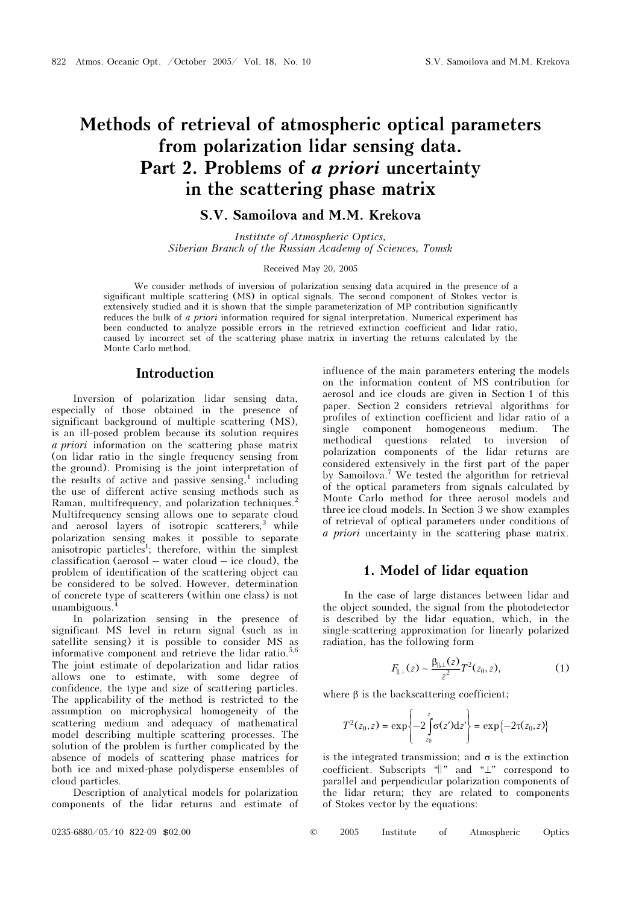# Methods of retrieval of atmospheric optical parameters from polarization lidar sensing data. Part 2. Problems of *a priori* uncertainty in the scattering phase matrix

**S.V. Samoilova and M.M. Krekova**

*Institute of Atmospheric Optics, Siberian Branch of the Russian Academy of Sciences, Tomsk*

Received May 20, 2005

We consider methods of inversion of polarization sensing data acquired in the presence of a significant multiple scattering (MS) in optical signals. The second component of Stokes vector is extensively studied and it is shown that the simple parameterization of MP contribution significantly reduces the bulk of *a priori* information required for signal interpretation. Numerical experiment has been conducted to analyze possible errors in the retrieved extinction coefficient and lidar ratio, caused by incorrect set of the scattering phase matrix in inverting the returns calculated by the Monte Carlo method.

## Introduction

Inversion of polarization lidar sensing data, especially of those obtained in the presence of significant background of multiple scattering (MS), is an ill-posed problem because its solution requires *a priori* information on the scattering phase matrix (on lidar ratio in the single frequency sensing from the ground). Promising is the joint interpretation of the results of active and passive sensing,[1] including the use of different active sensing methods such as Raman, multifrequency, and polarization techniques.[2] Multifrequency sensing allows one to separate cloud and aerosol layers of isotropic scatterers,[3] while polarization sensing makes it possible to separate anisotropic particles[1]; therefore, within the simplest classification (aerosol – water cloud – ice cloud), the problem of identification of the scattering object can be considered to be solved. However, determination of concrete type of scatterers (within one class) is not unambiguous.[4]

In polarization sensing in the presence of significant MS level in return signal (such as in satellite sensing) it is possible to consider MS as informative component and retrieve the lidar ratio.[5,6] The joint estimate of depolarization and lidar ratios allows one to estimate, with some degree of confidence, the type and size of scattering particles. The applicability of the method is restricted to the assumption on microphysical homogeneity of the scattering medium and adequacy of mathematical model describing multiple scattering processes. The solution of the problem is further complicated by the absence of models of scattering phase matrices for both ice and mixed-phase polydisperse ensembles of cloud particles.

Description of analytical models for polarization components of the lidar returns and estimate of influence of the main parameters entering the models on the information content of MS contribution for aerosol and ice clouds are given in Section 1 of this paper. Section 2 considers retrieval algorithms for profiles of extinction coefficient and lidar ratio of a single component homogeneous medium. The methodical questions related to inversion of polarization components of the lidar returns are considered extensively in the first part of the paper by Samoilova.[7] We tested the algorithm for retrieval of the optical parameters from signals calculated by Monte Carlo method for three aerosol models and three ice cloud models. In Section 3 we show examples of retrieval of optical parameters under conditions of *a priori* uncertainty in the scattering phase matrix.

## 1. Model of lidar equation

In the case of large distances between lidar and the object sounded, the signal from the photodetector is described by the lidar equation, which, in the single-scattering approximation for linearly polarized radiation, has the following form

$$F_{\parallel,\perp}(z) \sim \frac{\beta_{\parallel,\perp}(z)}{z^2} T^2(z_0, z), \qquad (1)$$

where $\beta$ is the backscattering coefficient;

$$T^2(z_0,z) = \exp\left\{-2\int_{z_0}^{z} \sigma(z')\mathrm{d}z'\right\} = \exp\{-2\tau(z_0,z)\}$$

is the integrated transmission; and $\sigma$ is the extinction coefficient. Subscripts "$\parallel$" and "$\perp$" correspond to parallel and perpendicular polarization components of the lidar return; they are related to components of Stokes vector by the equations: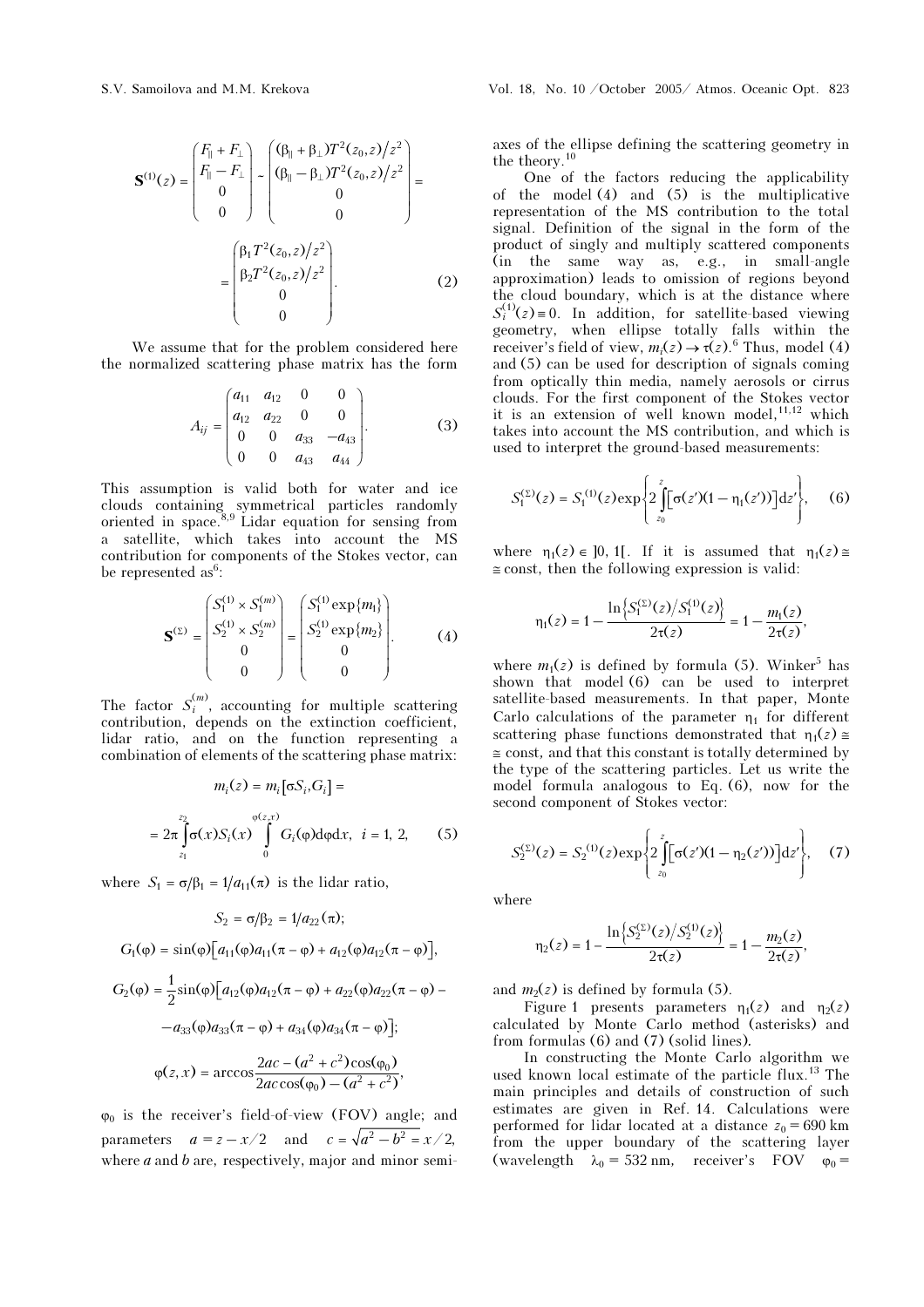$$
\mathbf{S}^{(1)}(z) = \begin{pmatrix} F_{\parallel} + F_{\perp} \\ F_{\parallel} - F_{\perp} \\ 0 \\ 0 \end{pmatrix} \sim \begin{pmatrix} (\beta_{\parallel} + \beta_{\perp}) T^2(z_0, z)/z^2 \\ (\beta_{\parallel} - \beta_{\perp}) T^2(z_0, z)/z^2 \\ 0 \\ 0 \end{pmatrix} = \begin{pmatrix} \beta_1 T^2(z_0, z)/z^2 \\ \beta_2 T^2(z_0, z)/z^2 \\ 0 \\ 0 \end{pmatrix}. \quad (2)
$$

We assume that for the problem considered here the normalized scattering phase matrix has the form

$$
A_{ij} = \begin{pmatrix} a_{11} & a_{12} & 0 & 0 \\ a_{12} & a_{22} & 0 & 0 \\ 0 & 0 & a_{33} & -a_{43} \\ 0 & 0 & a_{43} & a_{44} \end{pmatrix}. \quad (3)
$$

This assumption is valid both for water and ice clouds containing symmetrical particles randomly oriented in space.[8,9] Lidar equation for sensing from a satellite, which takes into account the MS contribution for components of the Stokes vector, can be represented as[6]:

$$
\mathbf{S}^{(\Sigma)} = \begin{pmatrix} S_1^{(1)} \times S_1^{(m)} \\ S_2^{(1)} \times S_2^{(m)} \\ 0 \\ 0 \end{pmatrix} = \begin{pmatrix} S_1^{(1)} \exp\{m_1\} \\ S_2^{(1)} \exp\{m_2\} \\ 0 \\ 0 \end{pmatrix}. \quad (4)
$$

The factor $S_i^{(m)}$, accounting for multiple scattering contribution, depends on the extinction coefficient, lidar ratio, and on the function representing a combination of elements of the scattering phase matrix:

$$
m_i(z) = m_i[\sigma S_i, G_i] = 2\pi \int_{z_1}^{z_2} \sigma(x) S_i(x) \int_0^{\varphi(z,x)} G_i(\varphi) \mathrm{d}\varphi \mathrm{d}x, \quad i = 1, 2, \quad (5)
$$

where $S_1 = \sigma/\beta_1 = 1/a_{11}(\pi)$ is the lidar ratio,

$$
S_2 = \sigma/\beta_2 = 1/a_{22}(\pi);
$$

$$
G_1(\varphi) = \sin(\varphi)\left[a_{11}(\varphi)a_{11}(\pi - \varphi) + a_{12}(\varphi)a_{12}(\pi - \varphi)\right],
$$

$$
G_2(\varphi) = \frac{1}{2}\sin(\varphi)\left[a_{12}(\varphi)a_{12}(\pi - \varphi) + a_{22}(\varphi)a_{22}(\pi - \varphi) - a_{33}(\varphi)a_{33}(\pi - \varphi) + a_{34}(\varphi)a_{34}(\pi - \varphi)\right];
$$

$$
\varphi(z, x) = \arccos\frac{2ac - (a^2 + c^2)\cos(\varphi_0)}{2ac\cos(\varphi_0) - (a^2 + c^2)},
$$

$\varphi_0$ is the receiver's field-of-view (FOV) angle; and parameters $a = z - x/2$ and $c = \sqrt{a^2 - b^2} = x/2$, where $a$ and $b$ are, respectively, major and minor semi-axes of the ellipse defining the scattering geometry in the theory.[10]

One of the factors reducing the applicability of the model (4) and (5) is the multiplicative representation of the MS contribution to the total signal. Definition of the signal in the form of the product of singly and multiply scattered components (in the same way as, e.g., in small-angle approximation) leads to omission of regions beyond the cloud boundary, which is at the distance where $S_i^{(1)}(z) \equiv 0$. In addition, for satellite-based viewing geometry, when ellipse totally falls within the receiver's field of view, $m_i(z) \to \tau(z)$.[6] Thus, model (4) and (5) can be used for description of signals coming from optically thin media, namely aerosols or cirrus clouds. For the first component of the Stokes vector it is an extension of well known model,[11,12] which takes into account the MS contribution, and which is used to interpret the ground-based measurements:

$$
S_1^{(\Sigma)}(z) = S_1^{(1)}(z) \exp\left\{2\int_{z_0}^{z}\left[\sigma(z')(1 - \eta_1(z'))\right]\mathrm{d}z'\right\}, \quad (6)
$$

where $\eta_1(z) \in \,]0, 1[$. If it is assumed that $\eta_1(z) \cong \text{const}$, then the following expression is valid:

$$
\eta_1(z) = 1 - \frac{\ln\left\{S_1^{(\Sigma)}(z)/S_1^{(1)}(z)\right\}}{2\tau(z)} = 1 - \frac{m_1(z)}{2\tau(z)},
$$

where $m_1(z)$ is defined by formula (5). Winker[5] has shown that model (6) can be used to interpret satellite-based measurements. In that paper, Monte Carlo calculations of the parameter $\eta_1$ for different scattering phase functions demonstrated that $\eta_1(z) \cong \text{const}$, and that this constant is totally determined by the type of the scattering particles. Let us write the model formula analogous to Eq. (6), now for the second component of Stokes vector:

$$
S_2^{(\Sigma)}(z) = S_2^{(1)}(z) \exp\left\{2\int_{z_0}^{z}\left[\sigma(z')(1 - \eta_2(z'))\right]\mathrm{d}z'\right\}, \quad (7)
$$

where

$$
\eta_2(z) = 1 - \frac{\ln\left\{S_2^{(\Sigma)}(z)/S_2^{(1)}(z)\right\}}{2\tau(z)} = 1 - \frac{m_2(z)}{2\tau(z)},
$$

and $m_2(z)$ is defined by formula (5).

Figure 1 presents parameters $\eta_1(z)$ and $\eta_2(z)$ calculated by Monte Carlo method (asterisks) and from formulas (6) and (7) (solid lines).

In constructing the Monte Carlo algorithm we used known local estimate of the particle flux.[13] The main principles and details of construction of such estimates are given in Ref. 14. Calculations were performed for lidar located at a distance $z_0 = 690$ km from the upper boundary of the scattering layer (wavelength $\lambda_0 = 532$ nm, receiver's FOV $\varphi_0 =$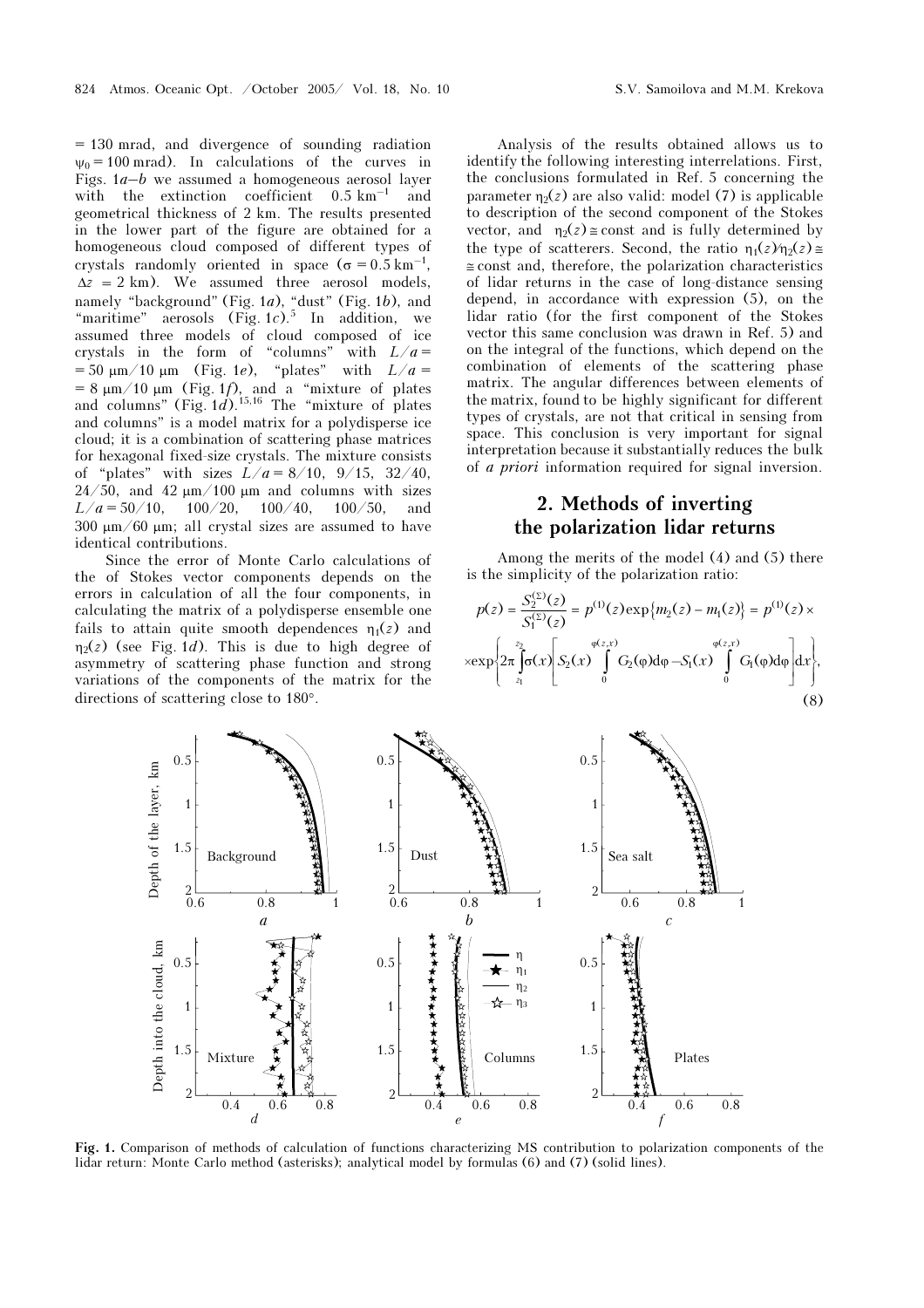= 130 mrad, and divergence of sounding radiation $\psi_0 = 100$ mrad). In calculations of the curves in Figs. 1*a*–*b* we assumed a homogeneous aerosol layer with the extinction coefficient 0.5 km$^{-1}$ and geometrical thickness of 2 km. The results presented in the lower part of the figure are obtained for a homogeneous cloud composed of different types of crystals randomly oriented in space ($\sigma = 0.5$ km$^{-1}$, $\Delta z = 2$ km). We assumed three aerosol models, namely "background" (Fig. 1*a*), "dust" (Fig. 1*b*), and "maritime" aerosols (Fig. 1*c*).[5] In addition, we assumed three models of cloud composed of ice crystals in the form of "columns" with $L/a = 50$ μm/10 μm (Fig. 1*e*), "plates" with $L/a = 8$ μm/10 μm (Fig. 1*f*), and a "mixture of plates and columns" (Fig. 1*d*).[15,16] The "mixture of plates and columns" is a model matrix for a polydisperse ice cloud; it is a combination of scattering phase matrices for hexagonal fixed-size crystals. The mixture consists of "plates" with sizes $L/a = 8/10$, 9/15, 32/40, 24/50, and 42 μm/100 μm and columns with sizes $L/a = 50/10$, 100/20, 100/40, 100/50, and 300 μm/60 μm; all crystal sizes are assumed to have identical contributions.

Since the error of Monte Carlo calculations of the of Stokes vector components depends on the errors in calculation of all the four components, in calculating the matrix of a polydisperse ensemble one fails to attain quite smooth dependences $\eta_1(z)$ and $\eta_2(z)$ (see Fig. 1*d*). This is due to high degree of asymmetry of scattering phase function and strong variations of the components of the matrix for the directions of scattering close to 180°.

Analysis of the results obtained allows us to identify the following interesting interrelations. First, the conclusions formulated in Ref. 5 concerning the parameter $\eta_2(z)$ are also valid: model (7) is applicable to description of the second component of the Stokes vector, and $\eta_2(z) \cong \text{const}$ and is fully determined by the type of scatterers. Second, the ratio $\eta_1(z)/\eta_2(z) \cong \text{const}$ and, therefore, the polarization characteristics of lidar returns in the case of long-distance sensing depend, in accordance with expression (5), on the lidar ratio (for the first component of the Stokes vector this same conclusion was drawn in Ref. 5) and on the integral of the functions, which depend on the combination of elements of the scattering phase matrix. The angular differences between elements of the matrix, found to be highly significant for different types of crystals, are not that critical in sensing from space. This conclusion is very important for signal interpretation because it substantially reduces the bulk of *a priori* information required for signal inversion.

## 2. Methods of inverting the polarization lidar returns

Among the merits of the model (4) and (5) there is the simplicity of the polarization ratio:

$$p(z) = \frac{S_2^{(\Sigma)}(z)}{S_1^{(\Sigma)}(z)} = p^{(1)}(z)\exp\{m_2(z) - m_1(z)\} = p^{(1)}(z) \times$$
$$\times \exp\left\{2\pi \int_{z_1}^{z_2} \sigma(x)\left[S_2(x)\int_0^{\varphi(z,x)} G_2(\varphi)\mathrm{d}\varphi - S_1(x)\int_0^{\varphi(z,x)} G_1(\varphi)\mathrm{d}\varphi\right]\mathrm{d}x\right\}, \quad (8)$$

**Fig. 1.** Comparison of methods of calculation of functions characterizing MS contribution to polarization components of the lidar return: Monte Carlo method (asterisks); analytical model by formulas (6) and (7) (solid lines).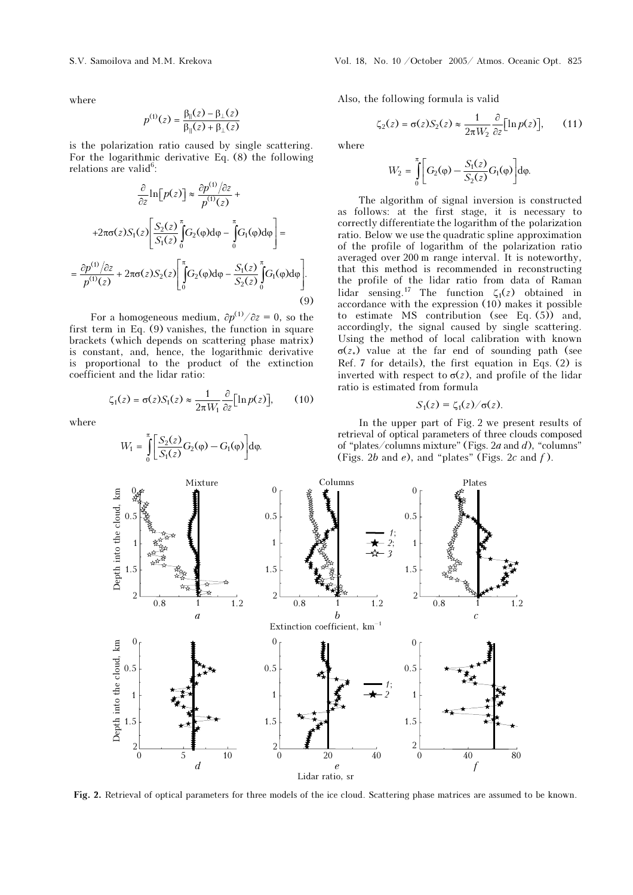where

$$p^{(1)}(z) = \frac{\beta_{\parallel}(z) - \beta_{\perp}(z)}{\beta_{\parallel}(z) + \beta_{\perp}(z)}$$

is the polarization ratio caused by single scattering. For the logarithmic derivative Eq. (8) the following relations are valid[6]:

$$\frac{\partial}{\partial z}\ln\left[p(z)\right] \approx \frac{\partial p^{(1)}/\partial z}{p^{(1)}(z)} + 2\pi\sigma(z)S_1(z)\left[\frac{S_2(z)}{S_1(z)}\int_0^{\pi}G_2(\varphi)\mathrm{d}\varphi - \int_0^{\pi}G_1(\varphi)\mathrm{d}\varphi\right] =$$

$$= \frac{\partial p^{(1)}/\partial z}{p^{(1)}(z)} + 2\pi\sigma(z)S_2(z)\left[\int_0^{\pi}G_2(\varphi)\mathrm{d}\varphi - \frac{S_1(z)}{S_2(z)}\int_0^{\pi}G_1(\varphi)\mathrm{d}\varphi\right]. \qquad (9)$$

For a homogeneous medium, $\partial p^{(1)}/\partial z = 0$, so the first term in Eq. (9) vanishes, the function in square brackets (which depends on scattering phase matrix) is constant, and, hence, the logarithmic derivative is proportional to the product of the extinction coefficient and the lidar ratio:

$$\zeta_1(z) = \sigma(z)S_1(z) \approx \frac{1}{2\pi W_1}\frac{\partial}{\partial z}\left[\ln p(z)\right], \qquad (10)$$

where

$$W_1 = \int_0^{\pi}\left[\frac{S_2(z)}{S_1(z)}G_2(\varphi) - G_1(\varphi)\right]\mathrm{d}\varphi.$$

Also, the following formula is valid

$$\zeta_2(z) = \sigma(z)S_2(z) \approx \frac{1}{2\pi W_2}\frac{\partial}{\partial z}\left[\ln p(z)\right], \qquad (11)$$

where

$$W_2 = \int_0^{\pi}\left[G_2(\varphi) - \frac{S_1(z)}{S_2(z)}G_1(\varphi)\right]\mathrm{d}\varphi.$$

The algorithm of signal inversion is constructed as follows: at the first stage, it is necessary to correctly differentiate the logarithm of the polarization ratio. Below we use the quadratic spline approximation of the profile of logarithm of the polarization ratio averaged over 200 m range interval. It is noteworthy, that this method is recommended in reconstructing the profile of the lidar ratio from data of Raman lidar sensing.[17] The function $\zeta_1(z)$ obtained in accordance with the expression (10) makes it possible to estimate MS contribution (see Eq. (5)) and, accordingly, the signal caused by single scattering. Using the method of local calibration with known $\sigma(z_*)$ value at the far end of sounding path (see Ref. 7 for details), the first equation in Eqs. (2) is inverted with respect to $\sigma(z)$, and profile of the lidar ratio is estimated from formula

$$S_1(z) = \zeta_1(z)/\sigma(z).$$

In the upper part of Fig. 2 we present results of retrieval of optical parameters of three clouds composed of "plates/columns mixture" (Figs. 2*a* and *d*), "columns" (Figs. 2*b* and *e*), and "plates" (Figs. 2*c* and *f*).

**Fig. 2.** Retrieval of optical parameters for three models of the ice cloud. Scattering phase matrices are assumed to be known.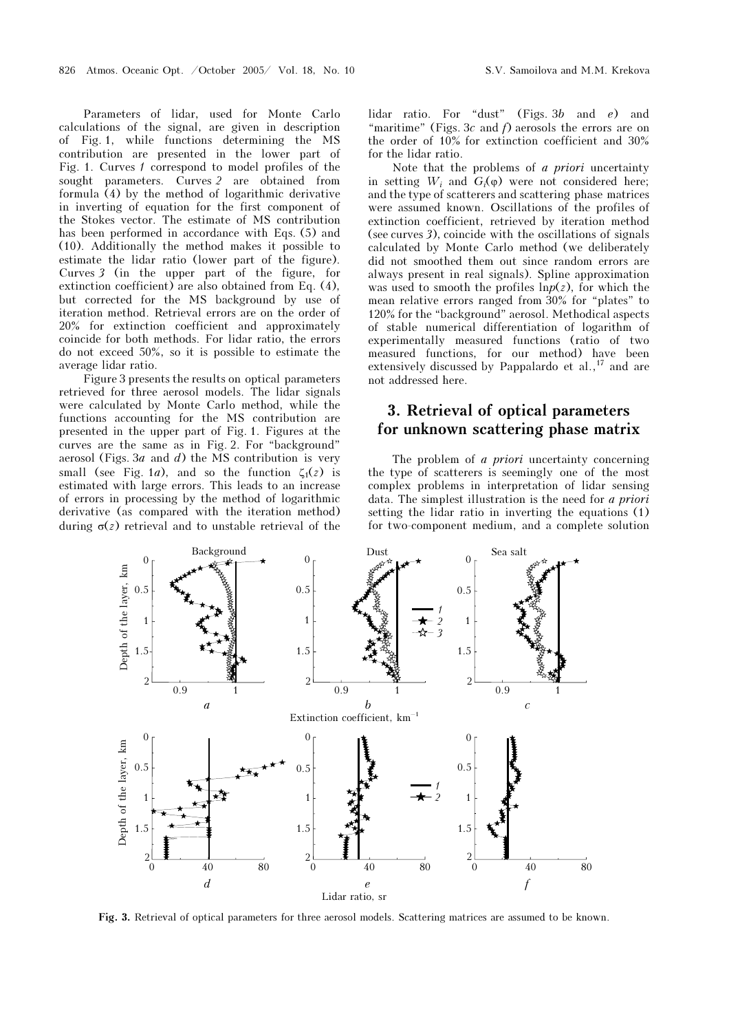Parameters of lidar, used for Monte Carlo calculations of the signal, are given in description of Fig. 1, while functions determining the MS contribution are presented in the lower part of Fig. 1. Curves *1* correspond to model profiles of the sought parameters. Curves *2* are obtained from formula (4) by the method of logarithmic derivative in inverting of equation for the first component of the Stokes vector. The estimate of MS contribution has been performed in accordance with Eqs. (5) and (10). Additionally the method makes it possible to estimate the lidar ratio (lower part of the figure). Curves *3* (in the upper part of the figure, for extinction coefficient) are also obtained from Eq. (4), but corrected for the MS background by use of iteration method. Retrieval errors are on the order of 20% for extinction coefficient and approximately coincide for both methods. For lidar ratio, the errors do not exceed 50%, so it is possible to estimate the average lidar ratio.

Figure 3 presents the results on optical parameters retrieved for three aerosol models. The lidar signals were calculated by Monte Carlo method, while the functions accounting for the MS contribution are presented in the upper part of Fig. 1. Figures at the curves are the same as in Fig. 2. For "background" aerosol (Figs. 3*a* and *d*) the MS contribution is very small (see Fig. 1*a*), and so the function $\zeta_1(z)$ is estimated with large errors. This leads to an increase of errors in processing by the method of logarithmic derivative (as compared with the iteration method) during $\sigma(z)$ retrieval and to unstable retrieval of the lidar ratio. For "dust" (Figs. 3*b* and *e*) and "maritime" (Figs. 3*c* and *f*) aerosols the errors are on the order of 10% for extinction coefficient and 30% for the lidar ratio.

Note that the problems of *a priori* uncertainty in setting $W_i$ and $G_i(\varphi)$ were not considered here; and the type of scatterers and scattering phase matrices were assumed known. Oscillations of the profiles of extinction coefficient, retrieved by iteration method (see curves *3*), coincide with the oscillations of signals calculated by Monte Carlo method (we deliberately did not smoothed them out since random errors are always present in real signals). Spline approximation was used to smooth the profiles $\ln p(z)$, for which the mean relative errors ranged from 30% for "plates" to 120% for the "background" aerosol. Methodical aspects of stable numerical differentiation of logarithm of experimentally measured functions (ratio of two measured functions, for our method) have been extensively discussed by Pappalardo et al.,[17] and are not addressed here.

## 3. Retrieval of optical parameters for unknown scattering phase matrix

The problem of *a priori* uncertainty concerning the type of scatterers is seemingly one of the most complex problems in interpretation of lidar sensing data. The simplest illustration is the need for *a priori* setting the lidar ratio in inverting the equations (1) for two-component medium, and a complete solution

**Fig. 3.** Retrieval of optical parameters for three aerosol models. Scattering matrices are assumed to be known.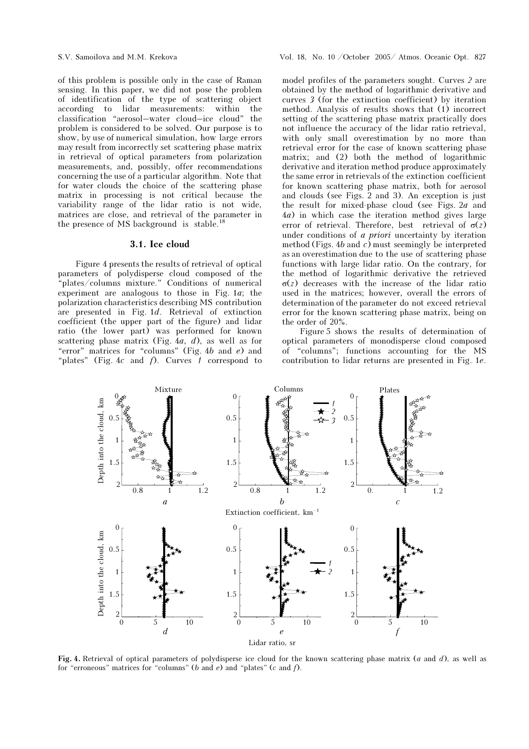of this problem is possible only in the case of Raman sensing. In this paper, we did not pose the problem of identification of the type of scattering object according to lidar measurements: within the classification "aerosol–water cloud–ice cloud" the problem is considered to be solved. Our purpose is to show, by use of numerical simulation, how large errors may result from incorrectly set scattering phase matrix in retrieval of optical parameters from polarization measurements, and, possibly, offer recommendations concerning the use of a particular algorithm. Note that for water clouds the choice of the scattering phase matrix in processing is not critical because the variability range of the lidar ratio is not wide, matrices are close, and retrieval of the parameter in the presence of MS background is stable.[18]

### 3.1. Ice cloud

Figure 4 presents the results of retrieval of optical parameters of polydisperse cloud composed of the "plates/columns mixture." Conditions of numerical experiment are analogous to those in Fig. 1*a*; the polarization characteristics describing MS contribution are presented in Fig. 1*d*. Retrieval of extinction coefficient (the upper part of the figure) and lidar ratio (the lower part) was performed for known scattering phase matrix (Fig. 4*a*, *d*), as well as for "error" matrices for "columns" (Fig. 4*b* and *e*) and "plates" (Fig. 4*c* and *f*). Curves *1* correspond to model profiles of the parameters sought. Curves *2* are obtained by the method of logarithmic derivative and curves *3* (for the extinction coefficient) by iteration method. Analysis of results shows that (1) incorrect setting of the scattering phase matrix practically does not influence the accuracy of the lidar ratio retrieval, with only small overestimation by no more than retrieval error for the case of known scattering phase matrix; and (2) both the method of logarithmic derivative and iteration method produce approximately the same error in retrievals of the extinction coefficient for known scattering phase matrix, both for aerosol and clouds (see Figs. 2 and 3). An exception is just the result for mixed-phase cloud (see Figs. 2*a* and 4*a*) in which case the iteration method gives large error of retrieval. Therefore, best retrieval of $\sigma(z)$ under conditions of *a priori* uncertainty by iteration method (Figs. 4*b* and *c*) must seemingly be interpreted as an overestimation due to the use of scattering phase functions with large lidar ratio. On the contrary, for the method of logarithmic derivative the retrieved $\sigma(z)$ decreases with the increase of the lidar ratio used in the matrices; however, overall the errors of determination of the parameter do not exceed retrieval error for the known scattering phase matrix, being on the order of 20%.

Figure 5 shows the results of determination of optical parameters of monodisperse cloud composed of "columns"; functions accounting for the MS contribution to lidar returns are presented in Fig. 1*e*.

**Fig. 4.** Retrieval of optical parameters of polydisperse ice cloud for the known scattering phase matrix (*a* and *d*), as well as for "erroneous" matrices for "columns" (*b* and *e*) and "plates" (*c* and *f*).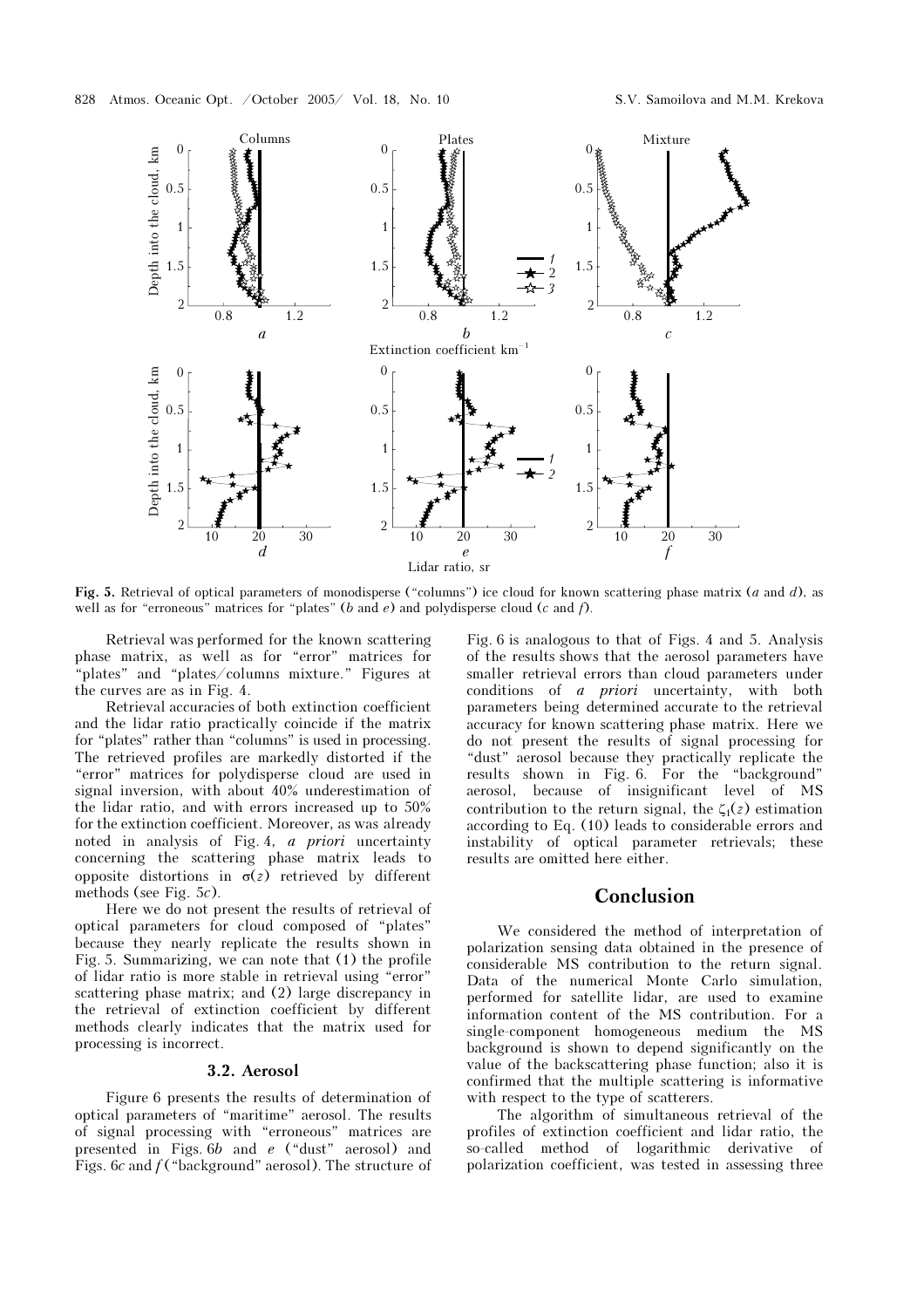**Fig. 5.** Retrieval of optical parameters of monodisperse ("columns") ice cloud for known scattering phase matrix (*a* and *d*), as well as for "erroneous" matrices for "plates" (*b* and *e*) and polydisperse cloud (*c* and *f*).

Retrieval was performed for the known scattering phase matrix, as well as for "error" matrices for "plates" and "plates/columns mixture." Figures at the curves are as in Fig. 4.

Retrieval accuracies of both extinction coefficient and the lidar ratio practically coincide if the matrix for "plates" rather than "columns" is used in processing. The retrieved profiles are markedly distorted if the "error" matrices for polydisperse cloud are used in signal inversion, with about 40% underestimation of the lidar ratio, and with errors increased up to 50% for the extinction coefficient. Moreover, as was already noted in analysis of Fig. 4, *a priori* uncertainty concerning the scattering phase matrix leads to opposite distortions in $\sigma(z)$ retrieved by different methods (see Fig. 5*c*).

Here we do not present the results of retrieval of optical parameters for cloud composed of "plates" because they nearly replicate the results shown in Fig. 5. Summarizing, we can note that (1) the profile of lidar ratio is more stable in retrieval using "error" scattering phase matrix; and (2) large discrepancy in the retrieval of extinction coefficient by different methods clearly indicates that the matrix used for processing is incorrect.

### 3.2. Aerosol

Figure 6 presents the results of determination of optical parameters of "maritime" aerosol. The results of signal processing with "erroneous" matrices are presented in Figs. 6*b* and *e* ("dust" aerosol) and Figs. 6*c* and *f* ("background" aerosol). The structure of Fig. 6 is analogous to that of Figs. 4 and 5. Analysis of the results shows that the aerosol parameters have smaller retrieval errors than cloud parameters under conditions of *a priori* uncertainty, with both parameters being determined accurate to the retrieval accuracy for known scattering phase matrix. Here we do not present the results of signal processing for "dust" aerosol because they practically replicate the results shown in Fig. 6. For the "background" aerosol, because of insignificant level of MS contribution to the return signal, the $\zeta_1(z)$ estimation according to Eq. (10) leads to considerable errors and instability of optical parameter retrievals; these results are omitted here either.

## Conclusion

We considered the method of interpretation of polarization sensing data obtained in the presence of considerable MS contribution to the return signal. Data of the numerical Monte Carlo simulation, performed for satellite lidar, are used to examine information content of the MS contribution. For a single-component homogeneous medium the MS background is shown to depend significantly on the value of the backscattering phase function; also it is confirmed that the multiple scattering is informative with respect to the type of scatterers.

The algorithm of simultaneous retrieval of the profiles of extinction coefficient and lidar ratio, the so-called method of logarithmic derivative of polarization coefficient, was tested in assessing three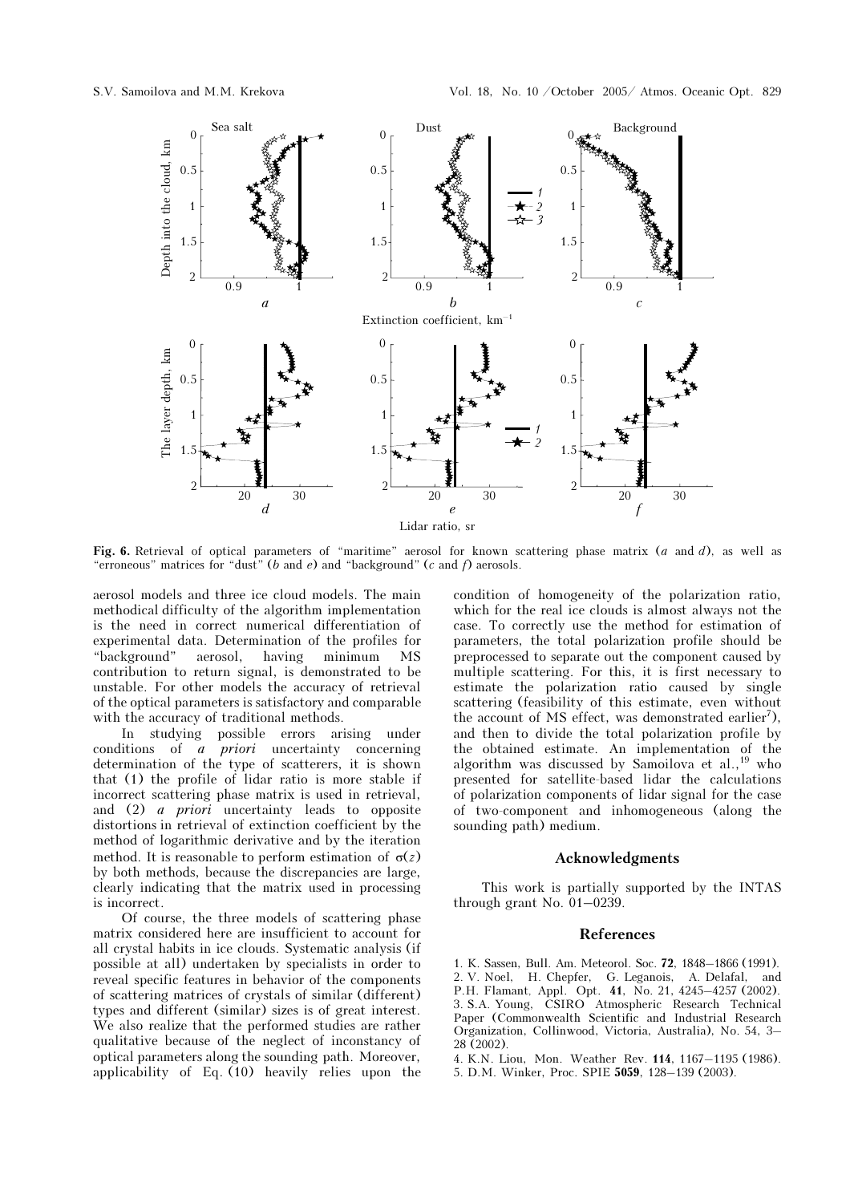**Fig. 6.** Retrieval of optical parameters of "maritime" aerosol for known scattering phase matrix (*a* and *d*), as well as "erroneous" matrices for "dust" (*b* and *e*) and "background" (*c* and *f*) aerosols.

aerosol models and three ice cloud models. The main methodical difficulty of the algorithm implementation is the need in correct numerical differentiation of experimental data. Determination of the profiles for "background" aerosol, having minimum MS contribution to return signal, is demonstrated to be unstable. For other models the accuracy of retrieval of the optical parameters is satisfactory and comparable with the accuracy of traditional methods.

In studying possible errors arising under conditions of *a priori* uncertainty concerning determination of the type of scatterers, it is shown that (1) the profile of lidar ratio is more stable if incorrect scattering phase matrix is used in retrieval, and (2) *a priori* uncertainty leads to opposite distortions in retrieval of extinction coefficient by the method of logarithmic derivative and by the iteration method. It is reasonable to perform estimation of $\sigma(z)$ by both methods, because the discrepancies are large, clearly indicating that the matrix used in processing is incorrect.

Of course, the three models of scattering phase matrix considered here are insufficient to account for all crystal habits in ice clouds. Systematic analysis (if possible at all) undertaken by specialists in order to reveal specific features in behavior of the components of scattering matrices of crystals of similar (different) types and different (similar) sizes is of great interest. We also realize that the performed studies are rather qualitative because of the neglect of inconstancy of optical parameters along the sounding path. Moreover, applicability of Eq. (10) heavily relies upon the condition of homogeneity of the polarization ratio, which for the real ice clouds is almost always not the case. To correctly use the method for estimation of parameters, the total polarization profile should be preprocessed to separate out the component caused by multiple scattering. For this, it is first necessary to estimate the polarization ratio caused by single scattering (feasibility of this estimate, even without the account of MS effect, was demonstrated earlier[7]), and then to divide the total polarization profile by the obtained estimate. An implementation of the algorithm was discussed by Samoilova et al.,[19] who presented for satellite-based lidar the calculations of polarization components of lidar signal for the case of two-component and inhomogeneous (along the sounding path) medium.

## Acknowledgments

This work is partially supported by the INTAS through grant No. 01–0239.

## References

1. K. Sassen, Bull. Am. Meteorol. Soc. **72**, 1848–1866 (1991).
2. V. Noel, H. Chepfer, G. Leganois, A. Delafal, and P.H. Flamant, Appl. Opt. **41**, No. 21, 4245–4257 (2002).
3. S.A. Young, CSIRO Atmospheric Research Technical Paper (Commonwealth Scientific and Industrial Research Organization, Collinwood, Victoria, Australia), No. 54, 3–28 (2002).
4. K.N. Liou, Mon. Weather Rev. **114**, 1167–1195 (1986).
5. D.M. Winker, Proc. SPIE **5059**, 128–139 (2003).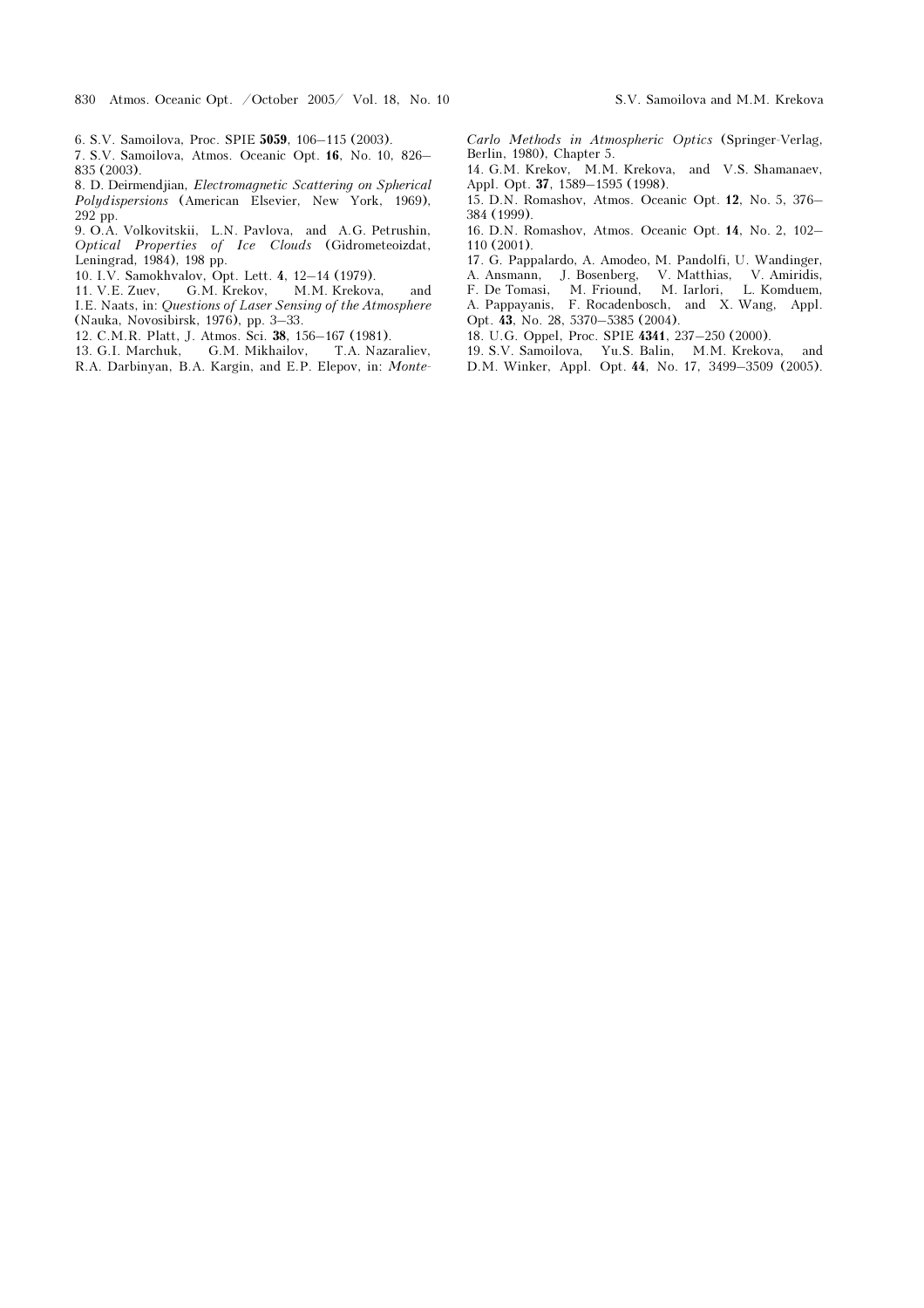6. S.V. Samoilova, Proc. SPIE **5059**, 106–115 (2003).

7. S.V. Samoilova, Atmos. Oceanic Opt. **16**, No. 10, 826–835 (2003).

8. D. Deirmendjian, *Electromagnetic Scattering on Spherical Polydispersions* (American Elsevier, New York, 1969), 292 pp.

9. O.A. Volkovitskii, L.N. Pavlova, and A.G. Petrushin, *Optical Properties of Ice Clouds* (Gidrometeoizdat, Leningrad, 1984), 198 pp.

10. I.V. Samokhvalov, Opt. Lett. **4**, 12–14 (1979).

11. V.E. Zuev, G.M. Krekov, M.M. Krekova, and I.E. Naats, in: *Questions of Laser Sensing of the Atmosphere* (Nauka, Novosibirsk, 1976), pp. 3–33.

12. C.M.R. Platt, J. Atmos. Sci. **38**, 156–167 (1981).

13. G.I. Marchuk, G.M. Mikhailov, T.A. Nazaraliev, R.A. Darbinyan, B.A. Kargin, and E.P. Elepov, in: *Monte-Carlo Methods in Atmospheric Optics* (Springer-Verlag, Berlin, 1980), Chapter 5.

14. G.M. Krekov, M.M. Krekova, and V.S. Shamanaev, Appl. Opt. **37**, 1589–1595 (1998).

15. D.N. Romashov, Atmos. Oceanic Opt. **12**, No. 5, 376–384 (1999).

16. D.N. Romashov, Atmos. Oceanic Opt. **14**, No. 2, 102–110 (2001).

17. G. Pappalardo, A. Amodeo, M. Pandolfi, U. Wandinger, A. Ansmann, J. Bosenberg, V. Matthias, V. Amiridis, F. De Tomasi, M. Friound, M. Iarlori, L. Komduem, A. Pappayanis, F. Rocadenbosch, and X. Wang, Appl. Opt. **43**, No. 28, 5370–5385 (2004).

18. U.G. Oppel, Proc. SPIE **4341**, 237–250 (2000).

19. S.V. Samoilova, Yu.S. Balin, M.M. Krekova, and D.M. Winker, Appl. Opt. **44**, No. 17, 3499–3509 (2005).